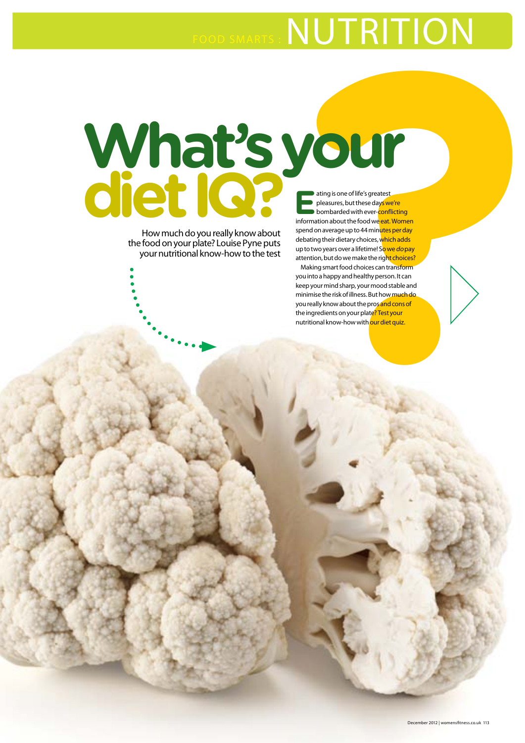FOOD SMARTS : NUTRITION

# What's your diet IQ?

How much do you really know about the food on your plate? Louise Pyne puts your nutritional know-how to the test

Eating is one of life's greatest pleasures, but these days we're bombarded with ever-conflicting information about the food we eat. Women spend on average up to 44 minutes per day debating their dietary choices, which adds up to two years over a lifetime! So we *do* pay attention, but do we make the right choices?

Making smart food choices can transform you into a happy and healthy person. It can keep your mind sharp, your mood stable and minimise the risk of illness. But how much do you really know about the pros and cons of the ingredients on your plate? Test your nutritional know-how with our diet quiz.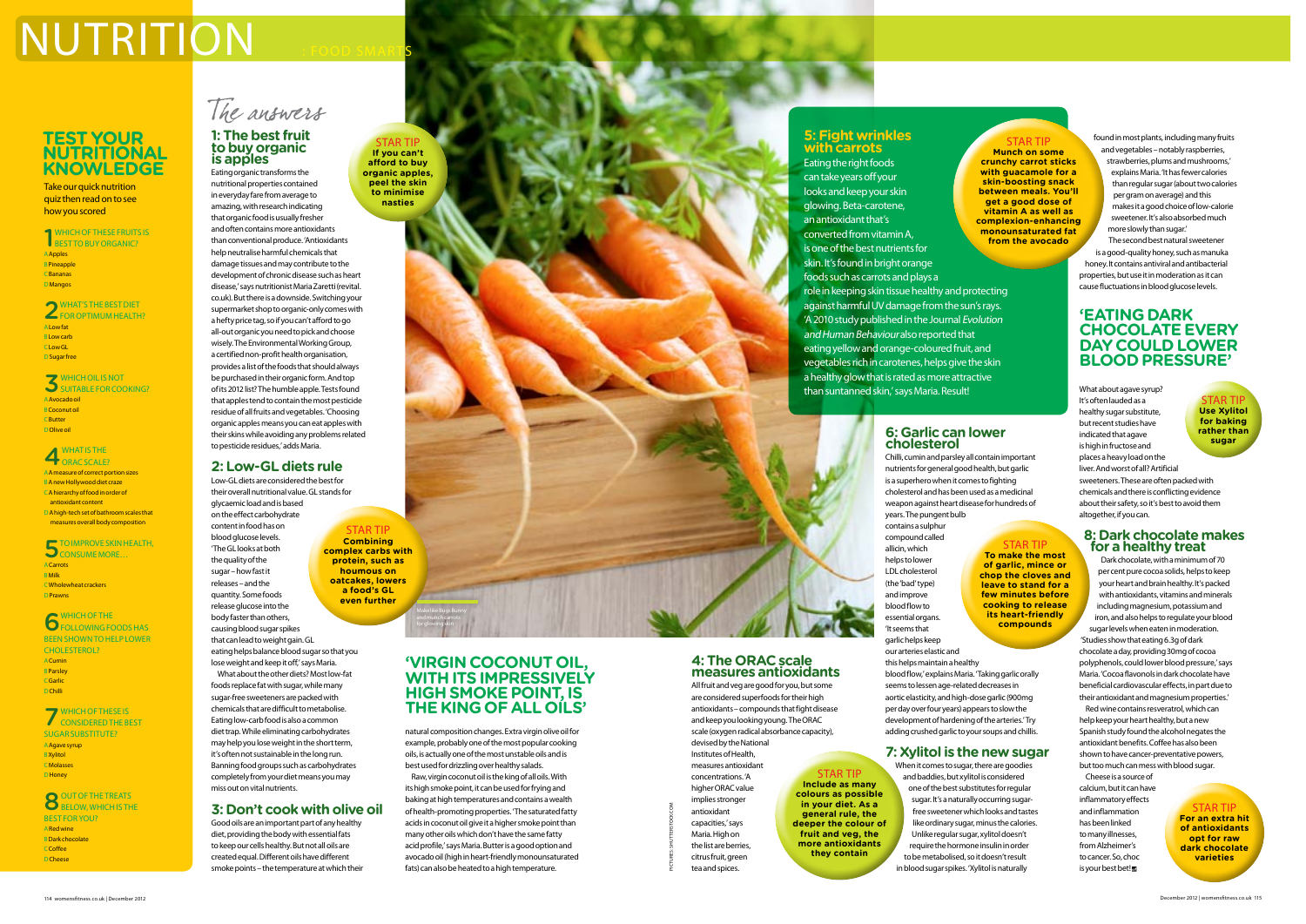# NUTRITION

: FOOD SMARTS

## TEST YOUR NUTRITIONAL KNOWLEDGE

Take our quick nutrition quiz then read on to see how you scored

**1** WHICH OF THESE FRUITS IS BEST TO BUY ORGANIC?

A Apples
B Pineapple
C Bananas
D Mangos

**2** WHAT'S THE BEST DIET FOR OPTIMUM HEALTH?

A Low fat
B Low carb
C Low GL
D Sugar free

**3** WHICH OIL IS NOT SUITABLE FOR COOKING?

A Avocado oil
B Coconut oil
C Butter
D Olive oil

**4** WHAT IS THE ORAC SCALE?

A A measure of correct portion sizes
B A new Hollywood diet craze
C A hierarchy of food in order of antioxidant content
D A high-tech set of bathroom scales that measures overall body composition

**5** TO IMPROVE SKIN HEALTH, CONSUME MORE…

A Carrots
B Milk
C Wholewheat crackers
D Prawns

**6** WHICH OF THE FOLLOWING FOODS HAS BEEN SHOWN TO HELP LOWER CHOLESTEROL?

A Cumin
B Parsley
C Garlic
D Chilli

**7** WHICH OF THESE IS CONSIDERED THE BEST SUGAR SUBSTITUTE?

A Agave syrup
B Xylitol
C Molasses
D Honey

**8** OUT OF THE TREATS BELOW, WHICH IS THE BEST FOR YOU?

A Red wine
B Dark chocolate
C Coffee
D Cheese

## *The answers*

### 1: The best fruit to buy organic is apples

Eating organic transforms the nutritional properties contained in everyday fare from average to amazing, with research indicating that organic food is usually fresher and often contains more antioxidants than conventional produce. 'Antioxidants help neutralise harmful chemicals that damage tissues and may contribute to the development of chronic disease such as heart disease,' says nutritionist Maria Zaretti (revital.co.uk). But there is a downside. Switching your supermarket shop to organic-only comes with a hefty price tag, so if you can't afford to go all-out organic you need to pick and choose wisely. The Environmental Working Group, a certified non-profit health organisation, provides a list of the foods that should always be purchased in their organic form. And top of its 2012 list? The humble apple. Tests found that apples tend to contain the most pesticide residue of all fruits and vegetables. 'Choosing organic apples means you can eat apples with their skins while avoiding any problems related to pesticide residues,' adds Maria.

> **STAR TIP**
> **If you can't afford to buy organic apples, peel the skin to minimise nasties**

### 2: Low-GL diets rule

Low-GL diets are considered the best for their overall nutritional value. GL stands for glycaemic load and is based on the effect carbohydrate content in food has on blood glucose levels. 'The GL looks at both the quality of the sugar – how fast it releases – and the quantity. Some foods release glucose into the body faster than others, causing blood sugar spikes that can lead to weight gain. GL eating helps balance blood sugar so that you lose weight and keep it off,' says Maria.

What about the other diets? Most low-fat foods replace fat with sugar, while many sugar-free sweeteners are packed with chemicals that are difficult to metabolise. Eating low-carb food is also a common diet trap. While eliminating carbohydrates may help you lose weight in the short term, it's often not sustainable in the long run. Banning food groups such as carbohydrates completely from your diet means you may miss out on vital nutrients.

> **STAR TIP**
> **Combining complex carbs with protein, such as houmous on oatcakes, lowers a food's GL even further**

### 3: Don't cook with olive oil

Good oils are an important part of any healthy diet, providing the body with essential fats to keep our cells healthy. But not all oils are created equal. Different oils have different smoke points – the temperature at which their natural composition changes. Extra virgin olive oil for example, probably one of the most popular cooking oils, is actually one of the most unstable oils and is best used for drizzling over healthy salads.

Raw, virgin coconut oil is the king of all oils. With its high smoke point, it can be used for frying and baking at high temperatures and contains a wealth of health-promoting properties. 'The saturated fatty acids in coconut oil give it a higher smoke point than many other oils which don't have the same fatty acid profile,' says Maria. Butter is a good option and avocado oil (high in heart-friendly monounsaturated fats) can also be heated to a high temperature.

## 'VIRGIN COCONUT OIL, WITH ITS IMPRESSIVELY HIGH SMOKE POINT, IS THE KING OF ALL OILS'

Make like Bugs Bunny and munch carrots for glowing skin

### 4: The ORAC scale measures antioxidants

All fruit and veg are good for you, but some are considered superfoods for their high antioxidants – compounds that fight disease and keep you looking young. The ORAC scale (oxygen radical absorbance capacity), devised by the National Institutes of Health, measures antioxidant concentrations. 'A higher ORAC value implies stronger antioxidant capacities,' says Maria. High on the list are berries, citrus fruit, green tea and spices.

> **STAR TIP**
> **Include as many colours as possible in your diet. As a general rule, the deeper the colour of fruit and veg, the more antioxidants they contain**

### 5: Fight wrinkles with carrots

Eating the right foods can take years off your looks and keep your skin glowing. Beta-carotene, an antioxidant that's converted from vitamin A, is one of the best nutrients for skin. It's found in bright orange foods such as carrots and plays a role in keeping skin tissue healthy and protecting against harmful UV damage from the sun's rays. 'A 2010 study published in the Journal *Evolution and Human Behaviour* also reported that eating yellow and orange-coloured fruit, and vegetables rich in carotenes, helps give the skin a healthy glow that is rated as more attractive than suntanned skin,' says Maria. Result!

> **STAR TIP**
> **Munch on some crunchy carrot sticks with guacamole for a skin-boosting snack between meals. You'll get a good dose of vitamin A as well as complexion-enhancing monounsaturated fat from the avocado**

### 6: Garlic can lower cholesterol

Chilli, cumin and parsley all contain important nutrients for general good health, but garlic is a superhero when it comes to fighting cholesterol and has been used as a medicinal weapon against heart disease for hundreds of years. The pungent bulb contains a sulphur compound called allicin, which helps to lower LDL cholesterol (the 'bad' type) and improve blood flow to essential organs. 'It seems that garlic helps keep our arteries elastic and this helps maintain a healthy blood flow,' explains Maria. 'Taking garlic orally seems to lessen age-related decreases in aortic elasticity, and high-dose garlic (900mg per day over four years) appears to slow the development of hardening of the arteries.' Try adding crushed garlic to your soups and chillis.

> **STAR TIP**
> **To make the most of garlic, mince or chop the cloves and leave to stand for a few minutes before cooking to release its heart-friendly compounds**

### 7: Xylitol is the new sugar

When it comes to sugar, there are goodies and baddies, but xylitol is considered one of the best substitutes for regular sugar. It's a naturally occurring sugar-free sweetener which looks and tastes like ordinary sugar, minus the calories. Unlike regular sugar, xylitol doesn't require the hormone insulin in order to be metabolised, so it doesn't result in blood sugar spikes. 'Xylitol is naturally found in most plants, including many fruits and vegetables – notably raspberries, strawberries, plums and mushrooms,' explains Maria. 'It has fewer calories than regular sugar (about two calories per gram on average) and this makes it a good choice of low-calorie sweetener. It's also absorbed much more slowly than sugar.'

The second best natural sweetener is a good-quality honey, such as manuka honey. It contains antiviral and antibacterial properties, but use it in moderation as it can cause fluctuations in blood glucose levels.

## 'EATING DARK CHOCOLATE EVERY DAY COULD LOWER BLOOD PRESSURE'

What about agave syrup? It's often lauded as a healthy sugar substitute, but recent studies have indicated that agave is high in fructose and places a heavy load on the liver. And worst of all? Artificial sweeteners. These are often packed with chemicals and there is conflicting evidence about their safety, so it's best to avoid them altogether, if you can.

> **STAR TIP**
> **Use Xylitol for baking rather than sugar**

### 8: Dark chocolate makes for a healthy treat

Dark chocolate, with a minimum of 70 per cent pure cocoa solids, helps to keep your heart and brain healthy. It's packed with antioxidants, vitamins and minerals including magnesium, potassium and iron, and also helps to regulate your blood sugar levels when eaten in moderation. 'Studies show that eating 6.3g of dark chocolate a day, providing 30mg of cocoa polyphenols, could lower blood pressure,' says Maria. 'Cocoa flavonols in dark chocolate have beneficial cardiovascular effects, in part due to their antioxidant and magnesium properties.'

Red wine contains resveratrol, which can help keep your heart healthy, but a new Spanish study found the alcohol negates the antioxidant benefits. Coffee has also been shown to have cancer-preventative powers, but too much can mess with blood sugar.

Cheese is a source of calcium, but it can have inflammatory effects and inflammation has been linked to many illnesses, from Alzheimer's to cancer. So, choc is your best bet! ■

> **STAR TIP**
> **For an extra hit of antioxidants opt for raw dark chocolate varieties**

PICTURES: SHUTTERSTOCK.COM